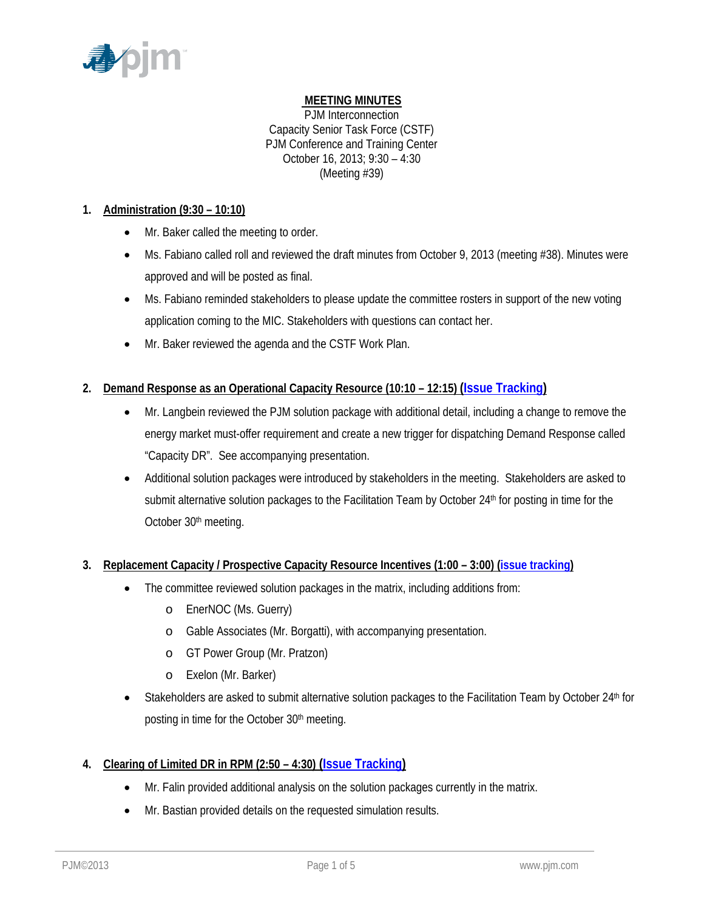# MEETING MINUTES

PJM Interconnection
Capacity Senior Task Force (CSTF)
PJM Conference and Training Center
October 16, 2013; 9:30 – 4:30
(Meeting #39)

## 1. Administration (9:30 – 10:10)

- Mr. Baker called the meeting to order.
- Ms. Fabiano called roll and reviewed the draft minutes from October 9, 2013 (meeting #38). Minutes were approved and will be posted as final.
- Ms. Fabiano reminded stakeholders to please update the committee rosters in support of the new voting application coming to the MIC. Stakeholders with questions can contact her.
- Mr. Baker reviewed the agenda and the CSTF Work Plan.

## 2. Demand Response as an Operational Capacity Resource (10:10 – 12:15) (Issue Tracking)

- Mr. Langbein reviewed the PJM solution package with additional detail, including a change to remove the energy market must-offer requirement and create a new trigger for dispatching Demand Response called "Capacity DR". See accompanying presentation.
- Additional solution packages were introduced by stakeholders in the meeting. Stakeholders are asked to submit alternative solution packages to the Facilitation Team by October 24th for posting in time for the October 30th meeting.

## 3. Replacement Capacity / Prospective Capacity Resource Incentives (1:00 – 3:00) (issue tracking)

- The committee reviewed solution packages in the matrix, including additions from:
  - EnerNOC (Ms. Guerry)
  - Gable Associates (Mr. Borgatti), with accompanying presentation.
  - GT Power Group (Mr. Pratzon)
  - Exelon (Mr. Barker)
- Stakeholders are asked to submit alternative solution packages to the Facilitation Team by October 24th for posting in time for the October 30th meeting.

## 4. Clearing of Limited DR in RPM (2:50 – 4:30) (Issue Tracking)

- Mr. Falin provided additional analysis on the solution packages currently in the matrix.
- Mr. Bastian provided details on the requested simulation results.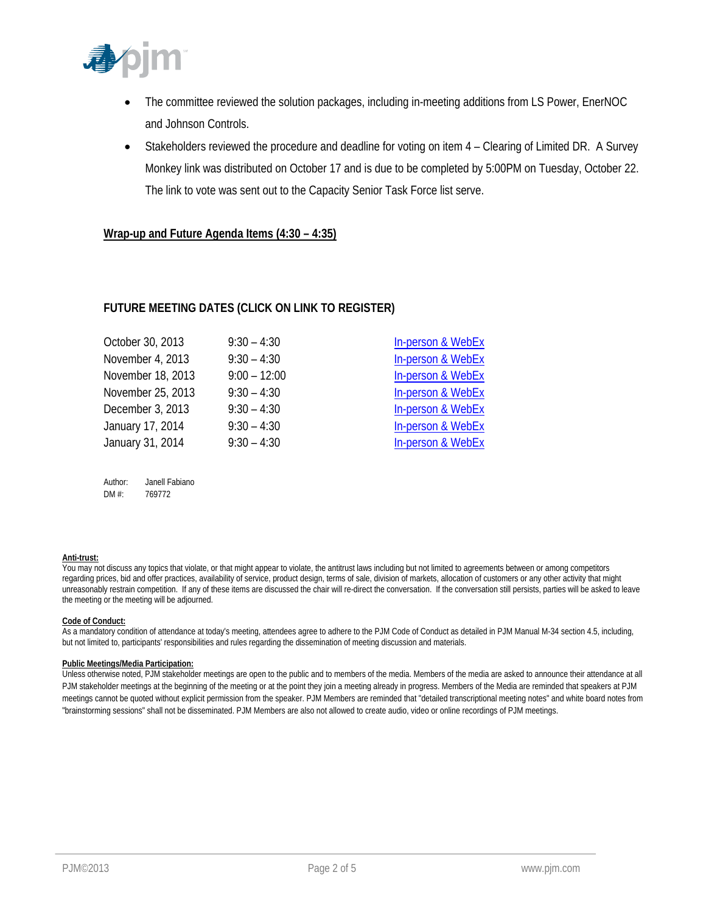- The committee reviewed the solution packages, including in-meeting additions from LS Power, EnerNOC and Johnson Controls.
- Stakeholders reviewed the procedure and deadline for voting on item 4 – Clearing of Limited DR. A Survey Monkey link was distributed on October 17 and is due to be completed by 5:00PM on Tuesday, October 22. The link to vote was sent out to the Capacity Senior Task Force list serve.

**Wrap-up and Future Agenda Items (4:30 – 4:35)**

## FUTURE MEETING DATES (CLICK ON LINK TO REGISTER)

| | | |
|---|---|---|
| October 30, 2013 | 9:30 – 4:30 | In-person & WebEx |
| November 4, 2013 | 9:30 – 4:30 | In-person & WebEx |
| November 18, 2013 | 9:00 – 12:00 | In-person & WebEx |
| November 25, 2013 | 9:30 – 4:30 | In-person & WebEx |
| December 3, 2013 | 9:30 – 4:30 | In-person & WebEx |
| January 17, 2014 | 9:30 – 4:30 | In-person & WebEx |
| January 31, 2014 | 9:30 – 4:30 | In-person & WebEx |

Author: Janell Fabiano
DM #: 769772

**Anti-trust:**
You may not discuss any topics that violate, or that might appear to violate, the antitrust laws including but not limited to agreements between or among competitors regarding prices, bid and offer practices, availability of service, product design, terms of sale, division of markets, allocation of customers or any other activity that might unreasonably restrain competition. If any of these items are discussed the chair will re-direct the conversation. If the conversation still persists, parties will be asked to leave the meeting or the meeting will be adjourned.

**Code of Conduct:**
As a mandatory condition of attendance at today's meeting, attendees agree to adhere to the PJM Code of Conduct as detailed in PJM Manual M-34 section 4.5, including, but not limited to, participants' responsibilities and rules regarding the dissemination of meeting discussion and materials.

**Public Meetings/Media Participation:**
Unless otherwise noted, PJM stakeholder meetings are open to the public and to members of the media. Members of the media are asked to announce their attendance at all PJM stakeholder meetings at the beginning of the meeting or at the point they join a meeting already in progress. Members of the Media are reminded that speakers at PJM meetings cannot be quoted without explicit permission from the speaker. PJM Members are reminded that "detailed transcriptional meeting notes" and white board notes from "brainstorming sessions" shall not be disseminated. PJM Members are also not allowed to create audio, video or online recordings of PJM meetings.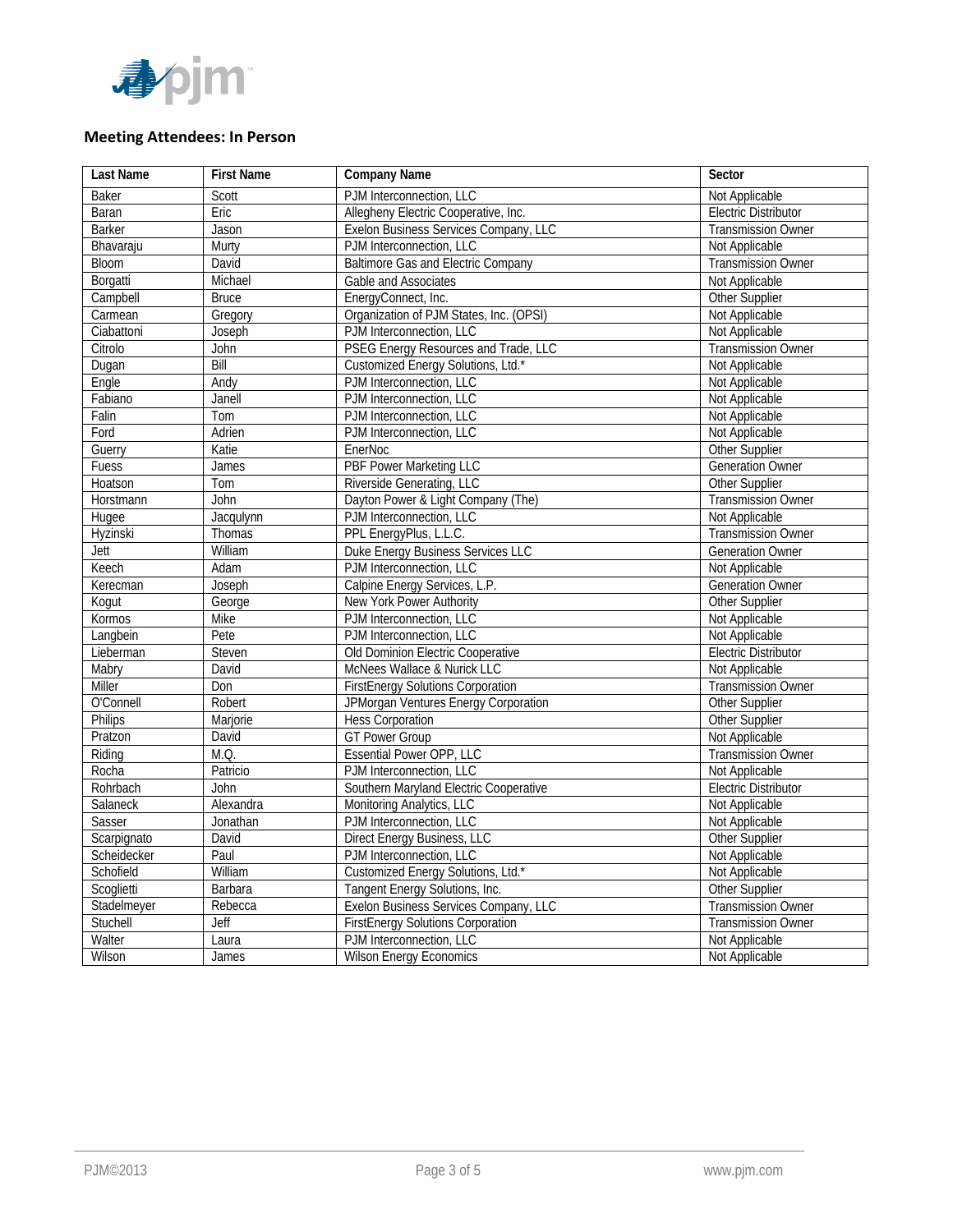**Meeting Attendees: In Person**

| Last Name | First Name | Company Name | Sector |
|---|---|---|---|
| Baker | Scott | PJM Interconnection, LLC | Not Applicable |
| Baran | Eric | Allegheny Electric Cooperative, Inc. | Electric Distributor |
| Barker | Jason | Exelon Business Services Company, LLC | Transmission Owner |
| Bhavaraju | Murty | PJM Interconnection, LLC | Not Applicable |
| Bloom | David | Baltimore Gas and Electric Company | Transmission Owner |
| Borgatti | Michael | Gable and Associates | Not Applicable |
| Campbell | Bruce | EnergyConnect, Inc. | Other Supplier |
| Carmean | Gregory | Organization of PJM States, Inc. (OPSI) | Not Applicable |
| Ciabattoni | Joseph | PJM Interconnection, LLC | Not Applicable |
| Citrolo | John | PSEG Energy Resources and Trade, LLC | Transmission Owner |
| Dugan | Bill | Customized Energy Solutions, Ltd.* | Not Applicable |
| Engle | Andy | PJM Interconnection, LLC | Not Applicable |
| Fabiano | Janell | PJM Interconnection, LLC | Not Applicable |
| Falin | Tom | PJM Interconnection, LLC | Not Applicable |
| Ford | Adrien | PJM Interconnection, LLC | Not Applicable |
| Guerry | Katie | EnerNoc | Other Supplier |
| Fuess | James | PBF Power Marketing LLC | Generation Owner |
| Hoatson | Tom | Riverside Generating, LLC | Other Supplier |
| Horstmann | John | Dayton Power & Light Company (The) | Transmission Owner |
| Hugee | Jacqulynn | PJM Interconnection, LLC | Not Applicable |
| Hyzinski | Thomas | PPL EnergyPlus, L.L.C. | Transmission Owner |
| Jett | William | Duke Energy Business Services LLC | Generation Owner |
| Keech | Adam | PJM Interconnection, LLC | Not Applicable |
| Kerecman | Joseph | Calpine Energy Services, L.P. | Generation Owner |
| Kogut | George | New York Power Authority | Other Supplier |
| Kormos | Mike | PJM Interconnection, LLC | Not Applicable |
| Langbein | Pete | PJM Interconnection, LLC | Not Applicable |
| Lieberman | Steven | Old Dominion Electric Cooperative | Electric Distributor |
| Mabry | David | McNees Wallace & Nurick LLC | Not Applicable |
| Miller | Don | FirstEnergy Solutions Corporation | Transmission Owner |
| O'Connell | Robert | JPMorgan Ventures Energy Corporation | Other Supplier |
| Philips | Marjorie | Hess Corporation | Other Supplier |
| Pratzon | David | GT Power Group | Not Applicable |
| Riding | M.Q. | Essential Power OPP, LLC | Transmission Owner |
| Rocha | Patricio | PJM Interconnection, LLC | Not Applicable |
| Rohrbach | John | Southern Maryland Electric Cooperative | Electric Distributor |
| Salaneck | Alexandra | Monitoring Analytics, LLC | Not Applicable |
| Sasser | Jonathan | PJM Interconnection, LLC | Not Applicable |
| Scarpignato | David | Direct Energy Business, LLC | Other Supplier |
| Scheidecker | Paul | PJM Interconnection, LLC | Not Applicable |
| Schofield | William | Customized Energy Solutions, Ltd.* | Not Applicable |
| Scoglietti | Barbara | Tangent Energy Solutions, Inc. | Other Supplier |
| Stadelmeyer | Rebecca | Exelon Business Services Company, LLC | Transmission Owner |
| Stuchell | Jeff | FirstEnergy Solutions Corporation | Transmission Owner |
| Walter | Laura | PJM Interconnection, LLC | Not Applicable |
| Wilson | James | Wilson Energy Economics | Not Applicable |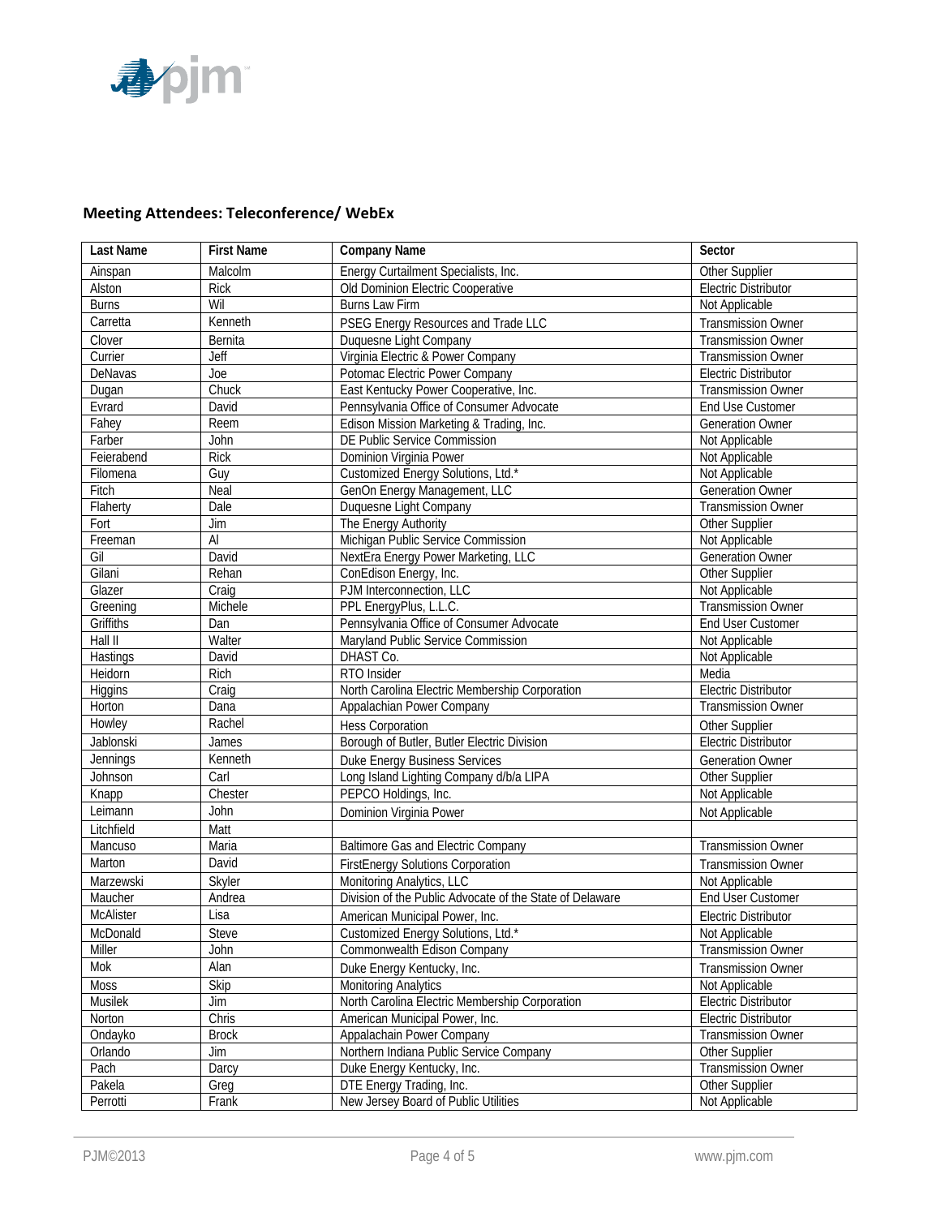## Meeting Attendees: Teleconference/ WebEx

| Last Name | First Name | Company Name | Sector |
|---|---|---|---|
| Ainspan | Malcolm | Energy Curtailment Specialists, Inc. | Other Supplier |
| Alston | Rick | Old Dominion Electric Cooperative | Electric Distributor |
| Burns | Wil | Burns Law Firm | Not Applicable |
| Carretta | Kenneth | PSEG Energy Resources and Trade LLC | Transmission Owner |
| Clover | Bernita | Duquesne Light Company | Transmission Owner |
| Currier | Jeff | Virginia Electric & Power Company | Transmission Owner |
| DeNavas | Joe | Potomac Electric Power Company | Electric Distributor |
| Dugan | Chuck | East Kentucky Power Cooperative, Inc. | Transmission Owner |
| Evrard | David | Pennsylvania Office of Consumer Advocate | End Use Customer |
| Fahey | Reem | Edison Mission Marketing & Trading, Inc. | Generation Owner |
| Farber | John | DE Public Service Commission | Not Applicable |
| Feierabend | Rick | Dominion Virginia Power | Not Applicable |
| Filomena | Guy | Customized Energy Solutions, Ltd.* | Not Applicable |
| Fitch | Neal | GenOn Energy Management, LLC | Generation Owner |
| Flaherty | Dale | Duquesne Light Company | Transmission Owner |
| Fort | Jim | The Energy Authority | Other Supplier |
| Freeman | Al | Michigan Public Service Commission | Not Applicable |
| Gil | David | NextEra Energy Power Marketing, LLC | Generation Owner |
| Gilani | Rehan | ConEdison Energy, Inc. | Other Supplier |
| Glazer | Craig | PJM Interconnection, LLC | Not Applicable |
| Greening | Michele | PPL EnergyPlus, L.L.C. | Transmission Owner |
| Griffiths | Dan | Pennsylvania Office of Consumer Advocate | End User Customer |
| Hall II | Walter | Maryland Public Service Commission | Not Applicable |
| Hastings | David | DHAST Co. | Not Applicable |
| Heidorn | Rich | RTO Insider | Media |
| Higgins | Craig | North Carolina Electric Membership Corporation | Electric Distributor |
| Horton | Dana | Appalachian Power Company | Transmission Owner |
| Howley | Rachel | Hess Corporation | Other Supplier |
| Jablonski | James | Borough of Butler, Butler Electric Division | Electric Distributor |
| Jennings | Kenneth | Duke Energy Business Services | Generation Owner |
| Johnson | Carl | Long Island Lighting Company d/b/a LIPA | Other Supplier |
| Knapp | Chester | PEPCO Holdings, Inc. | Not Applicable |
| Leimann | John | Dominion Virginia Power | Not Applicable |
| Litchfield | Matt | | |
| Mancuso | Maria | Baltimore Gas and Electric Company | Transmission Owner |
| Marton | David | FirstEnergy Solutions Corporation | Transmission Owner |
| Marzewski | Skyler | Monitoring Analytics, LLC | Not Applicable |
| Maucher | Andrea | Division of the Public Advocate of the State of Delaware | End User Customer |
| McAlister | Lisa | American Municipal Power, Inc. | Electric Distributor |
| McDonald | Steve | Customized Energy Solutions, Ltd.* | Not Applicable |
| Miller | John | Commonwealth Edison Company | Transmission Owner |
| Mok | Alan | Duke Energy Kentucky, Inc. | Transmission Owner |
| Moss | Skip | Monitoring Analytics | Not Applicable |
| Musilek | Jim | North Carolina Electric Membership Corporation | Electric Distributor |
| Norton | Chris | American Municipal Power, Inc. | Electric Distributor |
| Ondayko | Brock | Appalachain Power Company | Transmission Owner |
| Orlando | Jim | Northern Indiana Public Service Company | Other Supplier |
| Pach | Darcy | Duke Energy Kentucky, Inc. | Transmission Owner |
| Pakela | Greg | DTE Energy Trading, Inc. | Other Supplier |
| Perrotti | Frank | New Jersey Board of Public Utilities | Not Applicable |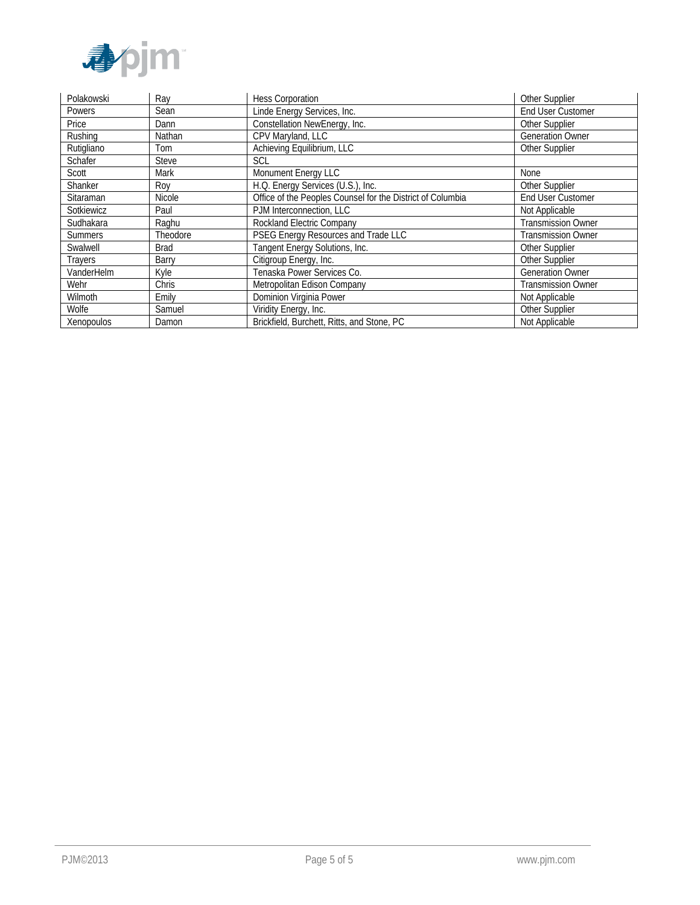| | | | |
|---|---|---|---|
| Polakowski | Ray | Hess Corporation | Other Supplier |
| Powers | Sean | Linde Energy Services, Inc. | End User Customer |
| Price | Dann | Constellation NewEnergy, Inc. | Other Supplier |
| Rushing | Nathan | CPV Maryland, LLC | Generation Owner |
| Rutigliano | Tom | Achieving Equilibrium, LLC | Other Supplier |
| Schafer | Steve | SCL | |
| Scott | Mark | Monument Energy LLC | None |
| Shanker | Roy | H.Q. Energy Services (U.S.), Inc. | Other Supplier |
| Sitaraman | Nicole | Office of the Peoples Counsel for the District of Columbia | End User Customer |
| Sotkiewicz | Paul | PJM Interconnection, LLC | Not Applicable |
| Sudhakara | Raghu | Rockland Electric Company | Transmission Owner |
| Summers | Theodore | PSEG Energy Resources and Trade LLC | Transmission Owner |
| Swalwell | Brad | Tangent Energy Solutions, Inc. | Other Supplier |
| Trayers | Barry | Citigroup Energy, Inc. | Other Supplier |
| VanderHelm | Kyle | Tenaska Power Services Co. | Generation Owner |
| Wehr | Chris | Metropolitan Edison Company | Transmission Owner |
| Wilmoth | Emily | Dominion Virginia Power | Not Applicable |
| Wolfe | Samuel | Viridity Energy, Inc. | Other Supplier |
| Xenopoulos | Damon | Brickfield, Burchett, Ritts, and Stone, PC | Not Applicable |